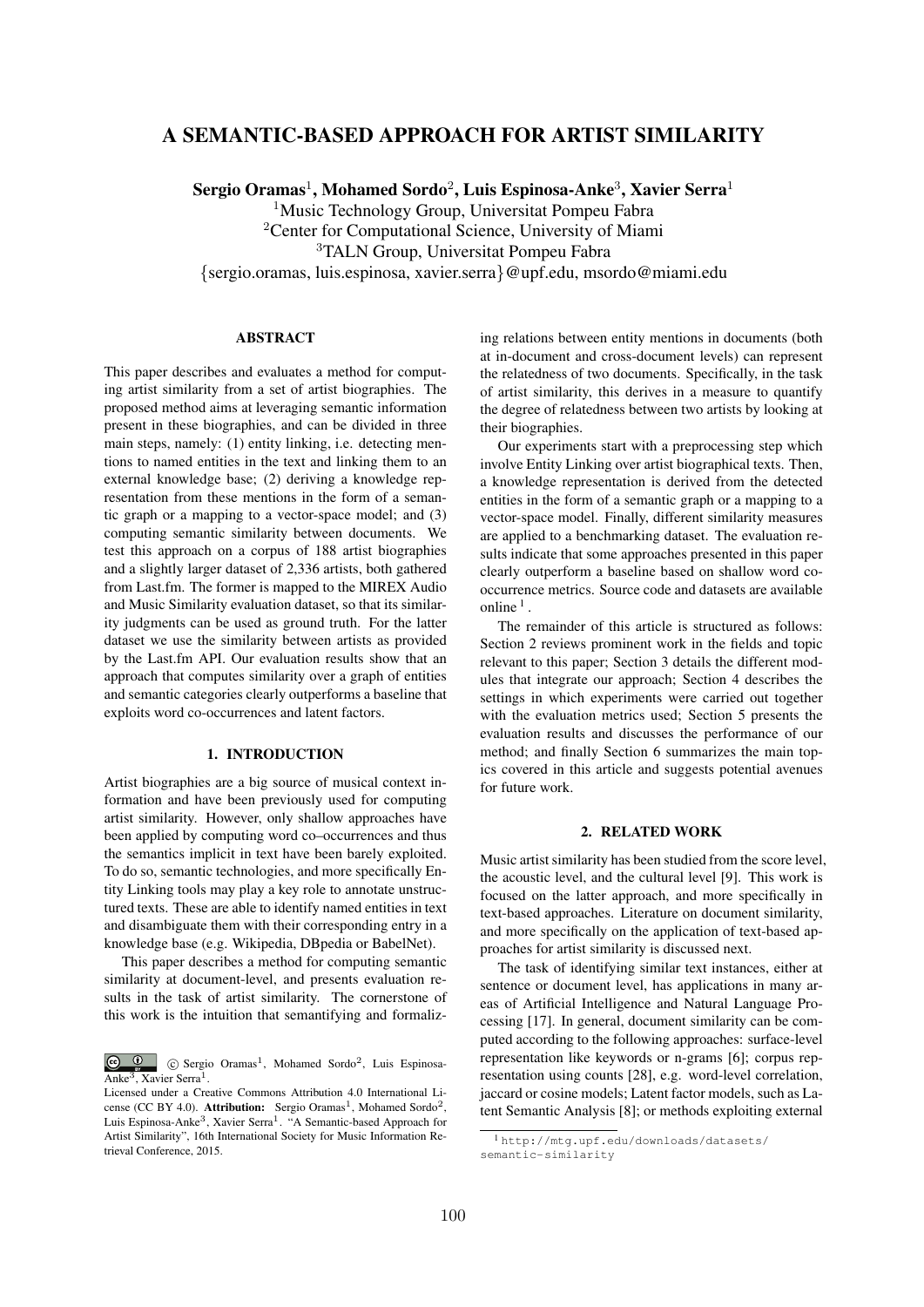# A SEMANTIC-BASED APPROACH FOR ARTIST SIMILARITY

**Sergio Oramas**[1]**, Mohamed Sordo**[2]**, Luis Espinosa-Anke**[3]**, Xavier Serra**[1]

[1]Music Technology Group, Universitat Pompeu Fabra

[2]Center for Computational Science, University of Miami

[3]TALN Group, Universitat Pompeu Fabra

{sergio.oramas, luis.espinosa, xavier.serra}@upf.edu, msordo@miami.edu

## ABSTRACT

This paper describes and evaluates a method for computing artist similarity from a set of artist biographies. The proposed method aims at leveraging semantic information present in these biographies, and can be divided in three main steps, namely: (1) entity linking, i.e. detecting mentions to named entities in the text and linking them to an external knowledge base; (2) deriving a knowledge representation from these mentions in the form of a semantic graph or a mapping to a vector-space model; and (3) computing semantic similarity between documents. We test this approach on a corpus of 188 artist biographies and a slightly larger dataset of 2,336 artists, both gathered from Last.fm. The former is mapped to the MIREX Audio and Music Similarity evaluation dataset, so that its similarity judgments can be used as ground truth. For the latter dataset we use the similarity between artists as provided by the Last.fm API. Our evaluation results show that an approach that computes similarity over a graph of entities and semantic categories clearly outperforms a baseline that exploits word co-occurrences and latent factors.

## 1. INTRODUCTION

Artist biographies are a big source of musical context information and have been previously used for computing artist similarity. However, only shallow approaches have been applied by computing word co–occurrences and thus the semantics implicit in text have been barely exploited. To do so, semantic technologies, and more specifically Entity Linking tools may play a key role to annotate unstructured texts. These are able to identify named entities in text and disambiguate them with their corresponding entry in a knowledge base (e.g. Wikipedia, DBpedia or BabelNet).

This paper describes a method for computing semantic similarity at document-level, and presents evaluation results in the task of artist similarity. The cornerstone of this work is the intuition that semantifying and formalizing relations between entity mentions in documents (both at in-document and cross-document levels) can represent the relatedness of two documents. Specifically, in the task of artist similarity, this derives in a measure to quantify the degree of relatedness between two artists by looking at their biographies.

Our experiments start with a preprocessing step which involve Entity Linking over artist biographical texts. Then, a knowledge representation is derived from the detected entities in the form of a semantic graph or a mapping to a vector-space model. Finally, different similarity measures are applied to a benchmarking dataset. The evaluation results indicate that some approaches presented in this paper clearly outperform a baseline based on shallow word co-occurrence metrics. Source code and datasets are available online [1].

The remainder of this article is structured as follows: Section 2 reviews prominent work in the fields and topic relevant to this paper; Section 3 details the different modules that integrate our approach; Section 4 describes the settings in which experiments were carried out together with the evaluation metrics used; Section 5 presents the evaluation results and discusses the performance of our method; and finally Section 6 summarizes the main topics covered in this article and suggests potential avenues for future work.

## 2. RELATED WORK

Music artist similarity has been studied from the score level, the acoustic level, and the cultural level [9]. This work is focused on the latter approach, and more specifically in text-based approaches. Literature on document similarity, and more specifically on the application of text-based approaches for artist similarity is discussed next.

The task of identifying similar text instances, either at sentence or document level, has applications in many areas of Artificial Intelligence and Natural Language Processing [17]. In general, document similarity can be computed according to the following approaches: surface-level representation like keywords or n-grams [6]; corpus representation using counts [28], e.g. word-level correlation, jaccard or cosine models; Latent factor models, such as Latent Semantic Analysis [8]; or methods exploiting external

[1] http://mtg.upf.edu/downloads/datasets/semantic-similarity

© Sergio Oramas[1], Mohamed Sordo[2], Luis Espinosa-Anke[3], Xavier Serra[1].

Licensed under a Creative Commons Attribution 4.0 International License (CC BY 4.0). **Attribution:** Sergio Oramas[1], Mohamed Sordo[2], Luis Espinosa-Anke[3], Xavier Serra[1]. "A Semantic-based Approach for Artist Similarity", 16th International Society for Music Information Retrieval Conference, 2015.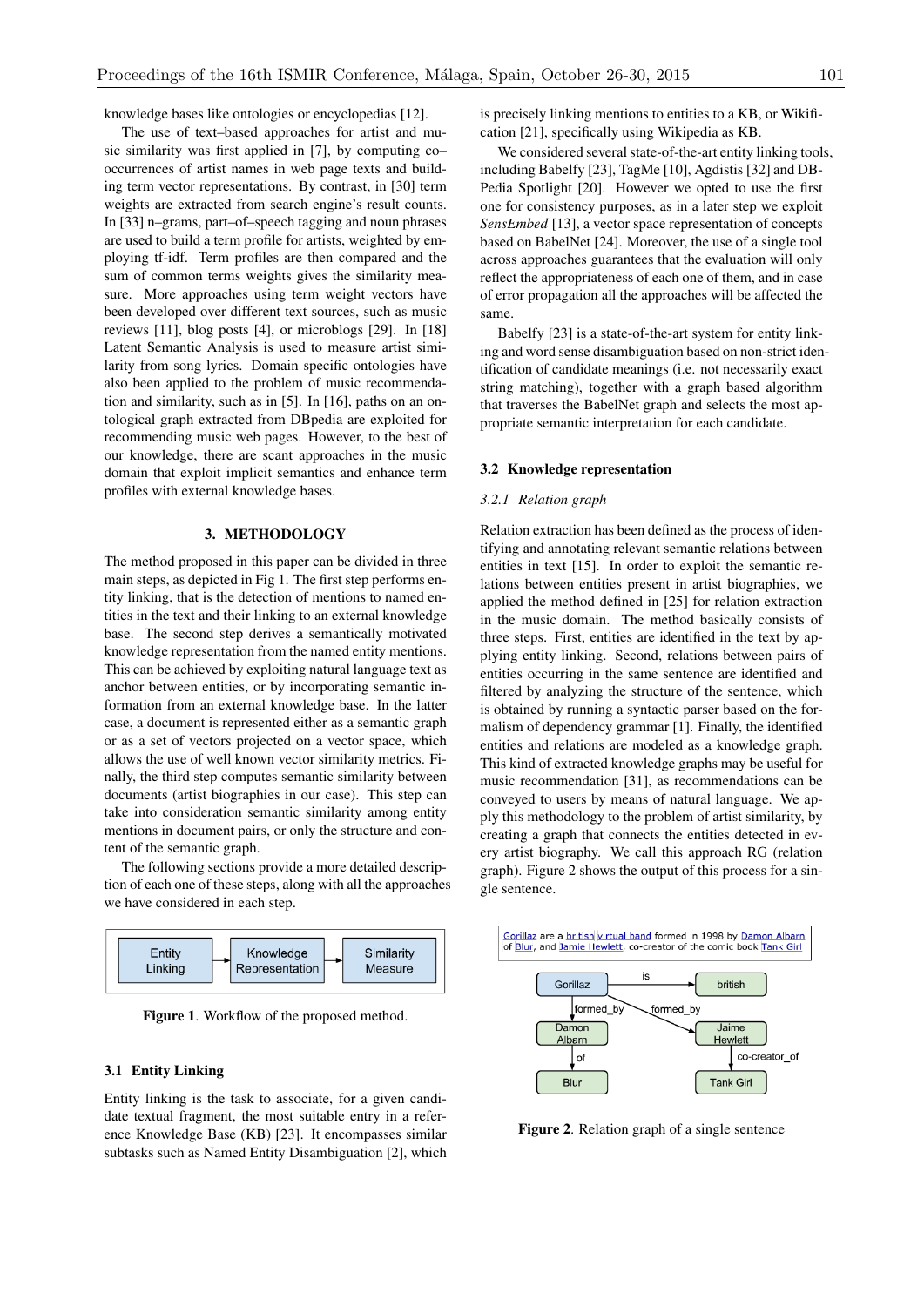knowledge bases like ontologies or encyclopedias [12].

The use of text–based approaches for artist and music similarity was first applied in [7], by computing co–occurrences of artist names in web page texts and building term vector representations. By contrast, in [30] term weights are extracted from search engine's result counts. In [33] n–grams, part–of–speech tagging and noun phrases are used to build a term profile for artists, weighted by employing tf-idf. Term profiles are then compared and the sum of common terms weights gives the similarity measure. More approaches using term weight vectors have been developed over different text sources, such as music reviews [11], blog posts [4], or microblogs [29]. In [18] Latent Semantic Analysis is used to measure artist similarity from song lyrics. Domain specific ontologies have also been applied to the problem of music recommendation and similarity, such as in [5]. In [16], paths on an ontological graph extracted from DBpedia are exploited for recommending music web pages. However, to the best of our knowledge, there are scant approaches in the music domain that exploit implicit semantics and enhance term profiles with external knowledge bases.

## 3. METHODOLOGY

The method proposed in this paper can be divided in three main steps, as depicted in Fig 1. The first step performs entity linking, that is the detection of mentions to named entities in the text and their linking to an external knowledge base. The second step derives a semantically motivated knowledge representation from the named entity mentions. This can be achieved by exploiting natural language text as anchor between entities, or by incorporating semantic information from an external knowledge base. In the latter case, a document is represented either as a semantic graph or as a set of vectors projected on a vector space, which allows the use of well known vector similarity metrics. Finally, the third step computes semantic similarity between documents (artist biographies in our case). This step can take into consideration semantic similarity among entity mentions in document pairs, or only the structure and content of the semantic graph.

The following sections provide a more detailed description of each one of these steps, along with all the approaches we have considered in each step.

Entity Linking → Knowledge Representation → Similarity Measure

**Figure 1**. Workflow of the proposed method.

### 3.1 Entity Linking

Entity linking is the task to associate, for a given candidate textual fragment, the most suitable entry in a reference Knowledge Base (KB) [23]. It encompasses similar subtasks such as Named Entity Disambiguation [2], which is precisely linking mentions to entities to a KB, or Wikification [21], specifically using Wikipedia as KB.

We considered several state-of-the-art entity linking tools, including Babelfy [23], TagMe [10], Agdistis [32] and DBPedia Spotlight [20]. However we opted to use the first one for consistency purposes, as in a later step we exploit *SensEmbed* [13], a vector space representation of concepts based on BabelNet [24]. Moreover, the use of a single tool across approaches guarantees that the evaluation will only reflect the appropriateness of each one of them, and in case of error propagation all the approaches will be affected the same.

Babelfy [23] is a state-of-the-art system for entity linking and word sense disambiguation based on non-strict identification of candidate meanings (i.e. not necessarily exact string matching), together with a graph based algorithm that traverses the BabelNet graph and selects the most appropriate semantic interpretation for each candidate.

### 3.2 Knowledge representation

#### *3.2.1 Relation graph*

Relation extraction has been defined as the process of identifying and annotating relevant semantic relations between entities in text [15]. In order to exploit the semantic relations between entities present in artist biographies, we applied the method defined in [25] for relation extraction in the music domain. The method basically consists of three steps. First, entities are identified in the text by applying entity linking. Second, relations between pairs of entities occurring in the same sentence are identified and filtered by analyzing the structure of the sentence, which is obtained by running a syntactic parser based on the formalism of dependency grammar [1]. Finally, the identified entities and relations are modeled as a knowledge graph. This kind of extracted knowledge graphs may be useful for music recommendation [31], as recommendations can be conveyed to users by means of natural language. We apply this methodology to the problem of artist similarity, by creating a graph that connects the entities detected in every artist biography. We call this approach RG (relation graph). Figure 2 shows the output of this process for a single sentence.

Gorillaz are a british virtual band formed in 1998 by Damon Albarn of Blur, and Jamie Hewlett, co-creator of the comic book Tank Girl

Gorillaz –is→ british; Gorillaz –formed_by→ Damon Albarn; Gorillaz –formed_by→ Jaime Hewlett; Damon Albarn –of→ Blur; Jaime Hewlett –co-creator_of→ Tank Girl

**Figure 2**. Relation graph of a single sentence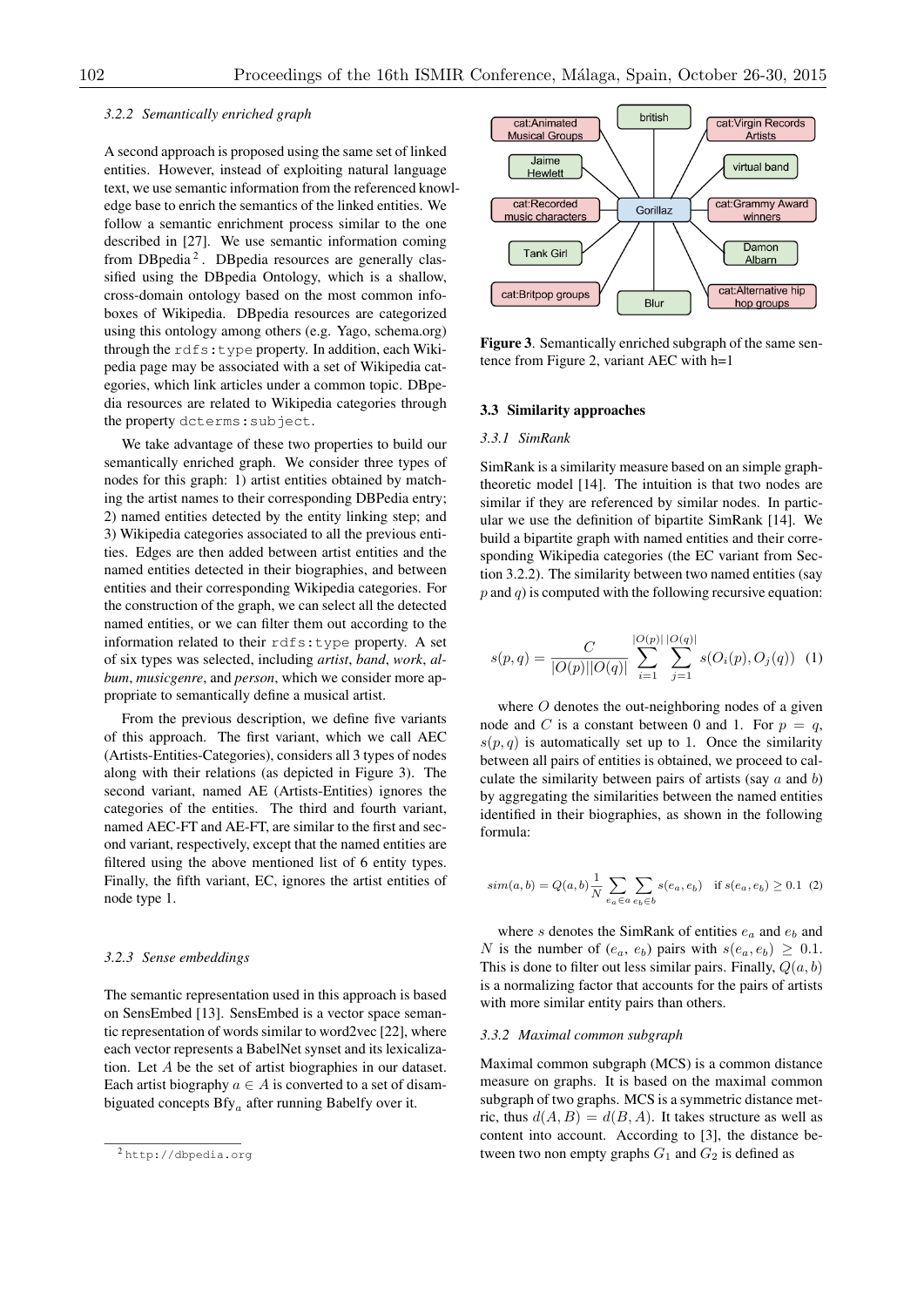#### 3.2.2 Semantically enriched graph

A second approach is proposed using the same set of linked entities. However, instead of exploiting natural language text, we use semantic information from the referenced knowledge base to enrich the semantics of the linked entities. We follow a semantic enrichment process similar to the one described in [27]. We use semantic information coming from DBpedia [2]. DBpedia resources are generally classified using the DBpedia Ontology, which is a shallow, cross-domain ontology based on the most common infoboxes of Wikipedia. DBpedia resources are categorized using this ontology among others (e.g. Yago, schema.org) through the `rdfs:type` property. In addition, each Wikipedia page may be associated with a set of Wikipedia categories, which link articles under a common topic. DBpedia resources are related to Wikipedia categories through the property `dcterms:subject`.

We take advantage of these two properties to build our semantically enriched graph. We consider three types of nodes for this graph: 1) artist entities obtained by matching the artist names to their corresponding DBPedia entry; 2) named entities detected by the entity linking step; and 3) Wikipedia categories associated to all the previous entities. Edges are then added between artist entities and the named entities detected in their biographies, and between entities and their corresponding Wikipedia categories. For the construction of the graph, we can select all the detected named entities, or we can filter them out according to the information related to their `rdfs:type` property. A set of six types was selected, including *artist*, *band*, *work*, *album*, *musicgenre*, and *person*, which we consider more appropriate to semantically define a musical artist.

From the previous description, we define five variants of this approach. The first variant, which we call AEC (Artists-Entities-Categories), considers all 3 types of nodes along with their relations (as depicted in Figure 3). The second variant, named AE (Artists-Entities) ignores the categories of the entities. The third and fourth variant, named AEC-FT and AE-FT, are similar to the first and second variant, respectively, except that the named entities are filtered using the above mentioned list of 6 entity types. Finally, the fifth variant, EC, ignores the artist entities of node type 1.

#### 3.2.3 Sense embeddings

The semantic representation used in this approach is based on SensEmbed [13]. SensEmbed is a vector space semantic representation of words similar to word2vec [22], where each vector represents a BabelNet synset and its lexicalization. Let $A$ be the set of artist biographies in our dataset. Each artist biography $a \in A$ is converted to a set of disambiguated concepts $\text{Bfy}_a$ after running Babelfy over it.

[2] http://dbpedia.org

british | cat:Animated Musical Groups | cat:Virgin Records Artists | Jaime Hewlett | virtual band | cat:Recorded music characters | Gorillaz | cat:Grammy Award winners | Tank Girl | Damon Albarn | cat:Britpop groups | Blur | cat:Alternative hip hop groups

**Figure 3**. Semantically enriched subgraph of the same sentence from Figure 2, variant AEC with h=1

### 3.3 Similarity approaches

#### 3.3.1 SimRank

SimRank is a similarity measure based on an simple graph-theoretic model [14]. The intuition is that two nodes are similar if they are referenced by similar nodes. In particular we use the definition of bipartite SimRank [14]. We build a bipartite graph with named entities and their corresponding Wikipedia categories (the EC variant from Section 3.2.2). The similarity between two named entities (say $p$ and $q$) is computed with the following recursive equation:

$$s(p,q) = \frac{C}{|O(p)||O(q)|} \sum_{i=1}^{|O(p)|} \sum_{j=1}^{|O(q)|} s(O_i(p), O_j(q)) \quad (1)$$

where $O$ denotes the out-neighboring nodes of a given node and $C$ is a constant between 0 and 1. For $p = q$, $s(p,q)$ is automatically set up to 1. Once the similarity between all pairs of entities is obtained, we proceed to calculate the similarity between pairs of artists (say $a$ and $b$) by aggregating the similarities between the named entities identified in their biographies, as shown in the following formula:

$$sim(a,b) = Q(a,b) \frac{1}{N} \sum_{e_a \in a} \sum_{e_b \in b} s(e_a, e_b) \quad \text{if } s(e_a, e_b) \geq 0.1 \quad (2)$$

where $s$ denotes the SimRank of entities $e_a$ and $e_b$ and $N$ is the number of ($e_a$, $e_b$) pairs with $s(e_a, e_b) \geq 0.1$. This is done to filter out less similar pairs. Finally, $Q(a,b)$ is a normalizing factor that accounts for the pairs of artists with more similar entity pairs than others.

#### 3.3.2 Maximal common subgraph

Maximal common subgraph (MCS) is a common distance measure on graphs. It is based on the maximal common subgraph of two graphs. MCS is a symmetric distance metric, thus $d(A,B) = d(B,A)$. It takes structure as well as content into account. According to [3], the distance between two non empty graphs $G_1$ and $G_2$ is defined as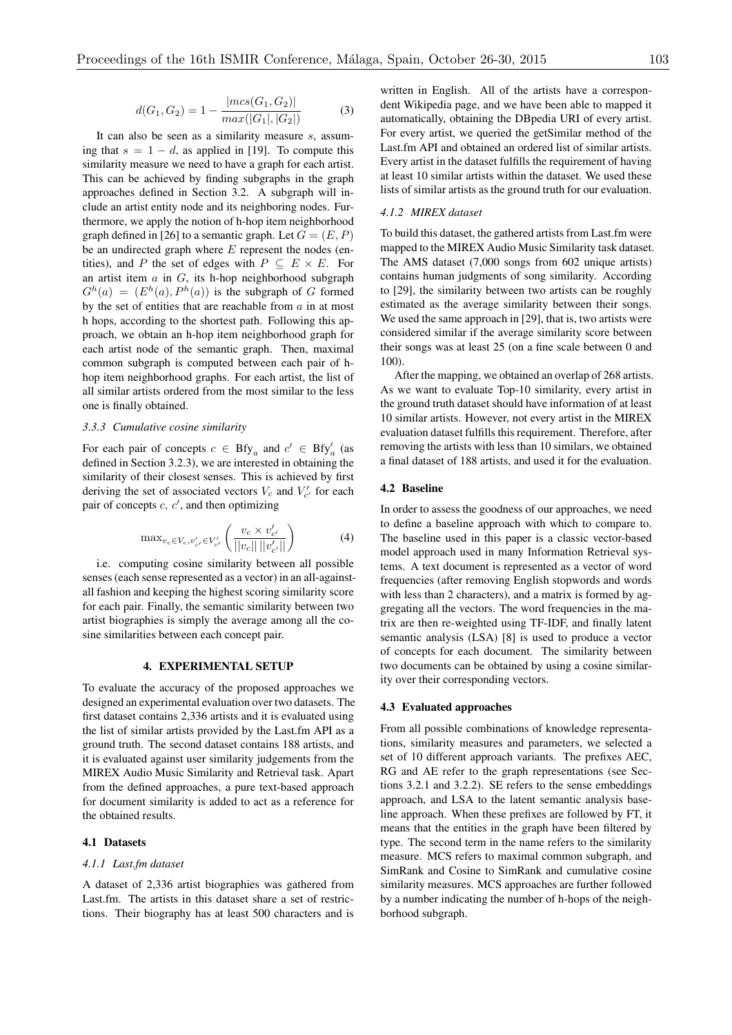$$d(G_1, G_2) = 1 - \frac{|mcs(G_1, G_2)|}{max(|G_1|, |G_2|)} \tag{3}$$

It can also be seen as a similarity measure $s$, assuming that $s = 1 - d$, as applied in [19]. To compute this similarity measure we need to have a graph for each artist. This can be achieved by finding subgraphs in the graph approaches defined in Section 3.2. A subgraph will include an artist entity node and its neighboring nodes. Furthermore, we apply the notion of h-hop item neighborhood graph defined in [26] to a semantic graph. Let $G = (E, P)$ be an undirected graph where $E$ represent the nodes (entities), and $P$ the set of edges with $P \subseteq E \times E$. For an artist item $a$ in $G$, its h-hop neighborhood subgraph $G^h(a) = (E^h(a), P^h(a))$ is the subgraph of $G$ formed by the set of entities that are reachable from $a$ in at most h hops, according to the shortest path. Following this approach, we obtain an h-hop item neighborhood graph for each artist node of the semantic graph. Then, maximal common subgraph is computed between each pair of h-hop item neighborhood graphs. For each artist, the list of all similar artists ordered from the most similar to the less one is finally obtained.

#### 3.3.3 Cumulative cosine similarity

For each pair of concepts $c \in \text{Bfy}_a$ and $c' \in \text{Bfy}'_a$ (as defined in Section 3.2.3), we are interested in obtaining the similarity of their closest senses. This is achieved by first deriving the set of associated vectors $V_c$ and $V'_{c'}$ for each pair of concepts $c$, $c'$, and then optimizing

$$\max_{v_c \in V_c, v'_{c'} \in V'_{c'}} \left( \frac{v_c \times v'_{c'}}{||v_c|| \, ||v'_{c'}||} \right) \tag{4}$$

i.e. computing cosine similarity between all possible senses (each sense represented as a vector) in an all-against-all fashion and keeping the highest scoring similarity score for each pair. Finally, the semantic similarity between two artist biographies is simply the average among all the cosine similarities between each concept pair.

## 4. EXPERIMENTAL SETUP

To evaluate the accuracy of the proposed approaches we designed an experimental evaluation over two datasets. The first dataset contains 2,336 artists and it is evaluated using the list of similar artists provided by the Last.fm API as a ground truth. The second dataset contains 188 artists, and it is evaluated against user similarity judgements from the MIREX Audio Music Similarity and Retrieval task. Apart from the defined approaches, a pure text-based approach for document similarity is added to act as a reference for the obtained results.

### 4.1 Datasets

#### 4.1.1 Last.fm dataset

A dataset of 2,336 artist biographies was gathered from Last.fm. The artists in this dataset share a set of restrictions. Their biography has at least 500 characters and is written in English. All of the artists have a correspondent Wikipedia page, and we have been able to mapped it automatically, obtaining the DBpedia URI of every artist. For every artist, we queried the getSimilar method of the Last.fm API and obtained an ordered list of similar artists. Every artist in the dataset fulfills the requirement of having at least 10 similar artists within the dataset. We used these lists of similar artists as the ground truth for our evaluation.

#### 4.1.2 MIREX dataset

To build this dataset, the gathered artists from Last.fm were mapped to the MIREX Audio Music Similarity task dataset. The AMS dataset (7,000 songs from 602 unique artists) contains human judgments of song similarity. According to [29], the similarity between two artists can be roughly estimated as the average similarity between their songs. We used the same approach in [29], that is, two artists were considered similar if the average similarity score between their songs was at least 25 (on a fine scale between 0 and 100).

After the mapping, we obtained an overlap of 268 artists. As we want to evaluate Top-10 similarity, every artist in the ground truth dataset should have information of at least 10 similar artists. However, not every artist in the MIREX evaluation dataset fulfills this requirement. Therefore, after removing the artists with less than 10 similars, we obtained a final dataset of 188 artists, and used it for the evaluation.

### 4.2 Baseline

In order to assess the goodness of our approaches, we need to define a baseline approach with which to compare to. The baseline used in this paper is a classic vector-based model approach used in many Information Retrieval systems. A text document is represented as a vector of word frequencies (after removing English stopwords and words with less than 2 characters), and a matrix is formed by aggregating all the vectors. The word frequencies in the matrix are then re-weighted using TF-IDF, and finally latent semantic analysis (LSA) [8] is used to produce a vector of concepts for each document. The similarity between two documents can be obtained by using a cosine similarity over their corresponding vectors.

### 4.3 Evaluated approaches

From all possible combinations of knowledge representations, similarity measures and parameters, we selected a set of 10 different approach variants. The prefixes AEC, RG and AE refer to the graph representations (see Sections 3.2.1 and 3.2.2). SE refers to the sense embeddings approach, and LSA to the latent semantic analysis baseline approach. When these prefixes are followed by FT, it means that the entities in the graph have been filtered by type. The second term in the name refers to the similarity measure. MCS refers to maximal common subgraph, and SimRank and Cosine to SimRank and cumulative cosine similarity measures. MCS approaches are further followed by a number indicating the number of h-hops of the neighborhood subgraph.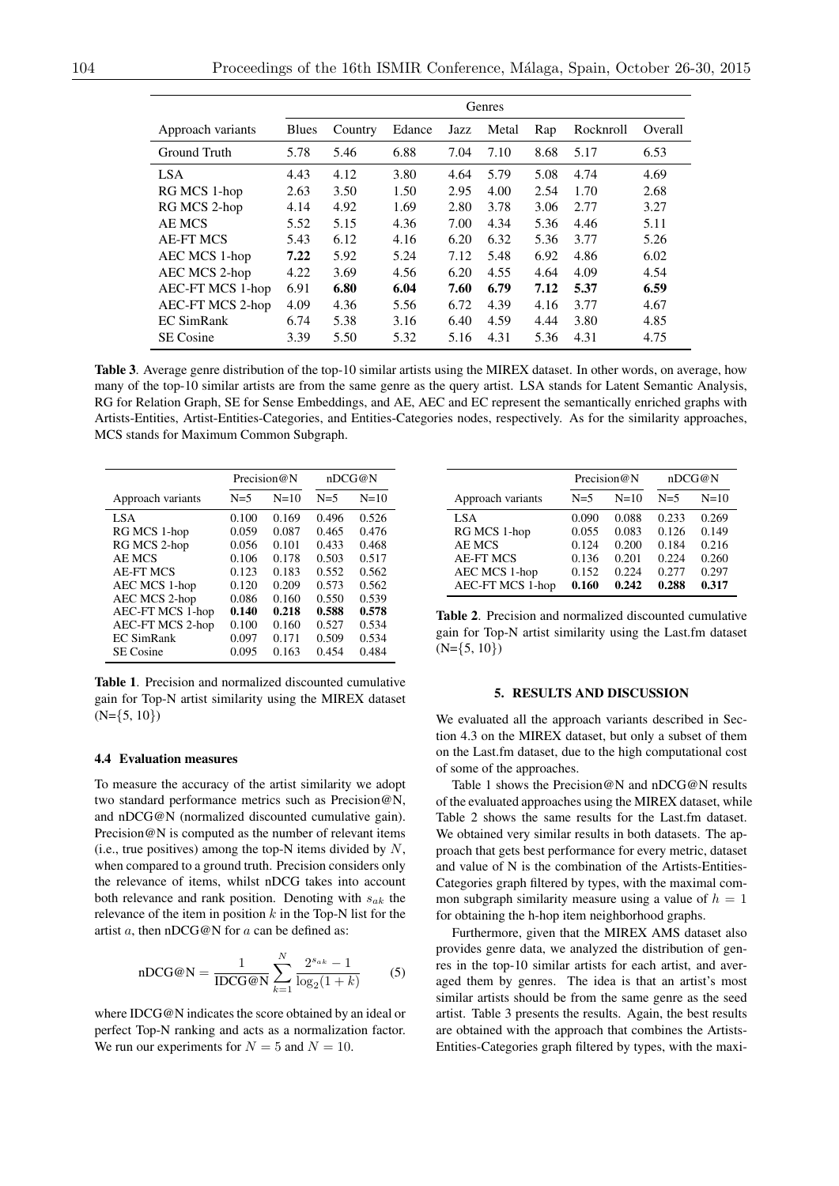| Approach variants | Genres | | | | | | | |
|---|---|---|---|---|---|---|---|---|
| | Blues | Country | Edance | Jazz | Metal | Rap | Rocknroll | Overall |
| Ground Truth | 5.78 | 5.46 | 6.88 | 7.04 | 7.10 | 8.68 | 5.17 | 6.53 |
| LSA | 4.43 | 4.12 | 3.80 | 4.64 | 5.79 | 5.08 | 4.74 | 4.69 |
| RG MCS 1-hop | 2.63 | 3.50 | 1.50 | 2.95 | 4.00 | 2.54 | 1.70 | 2.68 |
| RG MCS 2-hop | 4.14 | 4.92 | 1.69 | 2.80 | 3.78 | 3.06 | 2.77 | 3.27 |
| AE MCS | 5.52 | 5.15 | 4.36 | 7.00 | 4.34 | 5.36 | 4.46 | 5.11 |
| AE-FT MCS | 5.43 | 6.12 | 4.16 | 6.20 | 6.32 | 5.36 | 3.77 | 5.26 |
| AEC MCS 1-hop | **7.22** | 5.92 | 5.24 | 7.12 | 5.48 | 6.92 | 4.86 | 6.02 |
| AEC MCS 2-hop | 4.22 | 3.69 | 4.56 | 6.20 | 4.55 | 4.64 | 4.09 | 4.54 |
| AEC-FT MCS 1-hop | 6.91 | **6.80** | **6.04** | **7.60** | **6.79** | **7.12** | **5.37** | **6.59** |
| AEC-FT MCS 2-hop | 4.09 | 4.36 | 5.56 | 6.72 | 4.39 | 4.16 | 3.77 | 4.67 |
| EC SimRank | 6.74 | 5.38 | 3.16 | 6.40 | 4.59 | 4.44 | 3.80 | 4.85 |
| SE Cosine | 3.39 | 5.50 | 5.32 | 5.16 | 4.31 | 5.36 | 4.31 | 4.75 |

**Table 3**. Average genre distribution of the top-10 similar artists using the MIREX dataset. In other words, on average, how many of the top-10 similar artists are from the same genre as the query artist. LSA stands for Latent Semantic Analysis, RG for Relation Graph, SE for Sense Embeddings, and AE, AEC and EC represent the semantically enriched graphs with Artists-Entities, Artist-Entities-Categories, and Entities-Categories nodes, respectively. As for the similarity approaches, MCS stands for Maximum Common Subgraph.

| Approach variants | Precision@N | | nDCG@N | |
|---|---|---|---|---|
| | N=5 | N=10 | N=5 | N=10 |
| LSA | 0.100 | 0.169 | 0.496 | 0.526 |
| RG MCS 1-hop | 0.059 | 0.087 | 0.465 | 0.476 |
| RG MCS 2-hop | 0.056 | 0.101 | 0.433 | 0.468 |
| AE MCS | 0.106 | 0.178 | 0.503 | 0.517 |
| AE-FT MCS | 0.123 | 0.183 | 0.552 | 0.562 |
| AEC MCS 1-hop | 0.120 | 0.209 | 0.573 | 0.562 |
| AEC MCS 2-hop | 0.086 | 0.160 | 0.550 | 0.539 |
| AEC-FT MCS 1-hop | **0.140** | **0.218** | **0.588** | **0.578** |
| AEC-FT MCS 2-hop | 0.100 | 0.160 | 0.527 | 0.534 |
| EC SimRank | 0.097 | 0.171 | 0.509 | 0.534 |
| SE Cosine | 0.095 | 0.163 | 0.454 | 0.484 |

**Table 1**. Precision and normalized discounted cumulative gain for Top-N artist similarity using the MIREX dataset (N={5, 10})

### 4.4 Evaluation measures

To measure the accuracy of the artist similarity we adopt two standard performance metrics such as Precision@N, and nDCG@N (normalized discounted cumulative gain). Precision@N is computed as the number of relevant items (i.e., true positives) among the top-N items divided by $N$, when compared to a ground truth. Precision considers only the relevance of items, whilst nDCG takes into account both relevance and rank position. Denoting with $s_{ak}$ the relevance of the item in position $k$ in the Top-N list for the artist $a$, then nDCG@N for $a$ can be defined as:

$$\text{nDCG@N} = \frac{1}{\text{IDCG@N}} \sum_{k=1}^{N} \frac{2^{s_{ak}} - 1}{\log_2(1+k)} \qquad (5)$$

where IDCG@N indicates the score obtained by an ideal or perfect Top-N ranking and acts as a normalization factor. We run our experiments for $N = 5$ and $N = 10$.

| Approach variants | Precision@N | | nDCG@N | |
|---|---|---|---|---|
| | N=5 | N=10 | N=5 | N=10 |
| LSA | 0.090 | 0.088 | 0.233 | 0.269 |
| RG MCS 1-hop | 0.055 | 0.083 | 0.126 | 0.149 |
| AE MCS | 0.124 | 0.200 | 0.184 | 0.216 |
| AE-FT MCS | 0.136 | 0.201 | 0.224 | 0.260 |
| AEC MCS 1-hop | 0.152 | 0.224 | 0.277 | 0.297 |
| AEC-FT MCS 1-hop | **0.160** | **0.242** | **0.288** | **0.317** |

**Table 2**. Precision and normalized discounted cumulative gain for Top-N artist similarity using the Last.fm dataset (N={5, 10})

## 5. RESULTS AND DISCUSSION

We evaluated all the approach variants described in Section 4.3 on the MIREX dataset, but only a subset of them on the Last.fm dataset, due to the high computational cost of some of the approaches.

Table 1 shows the Precision@N and nDCG@N results of the evaluated approaches using the MIREX dataset, while Table 2 shows the same results for the Last.fm dataset. We obtained very similar results in both datasets. The approach that gets best performance for every metric, dataset and value of N is the combination of the Artists-Entities-Categories graph filtered by types, with the maximal common subgraph similarity measure using a value of $h = 1$ for obtaining the h-hop item neighborhood graphs.

Furthermore, given that the MIREX AMS dataset also provides genre data, we analyzed the distribution of genres in the top-10 similar artists for each artist, and averaged them by genres. The idea is that an artist's most similar artists should be from the same genre as the seed artist. Table 3 presents the results. Again, the best results are obtained with the approach that combines the Artists-Entities-Categories graph filtered by types, with the maxi-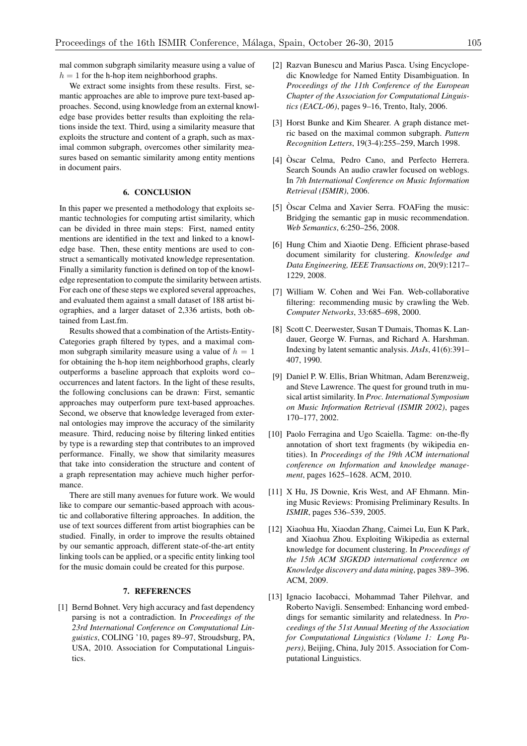mal common subgraph similarity measure using a value of $h = 1$ for the h-hop item neighborhood graphs.

We extract some insights from these results. First, semantic approaches are able to improve pure text-based approaches. Second, using knowledge from an external knowledge base provides better results than exploiting the relations inside the text. Third, using a similarity measure that exploits the structure and content of a graph, such as maximal common subgraph, overcomes other similarity measures based on semantic similarity among entity mentions in document pairs.

## 6. CONCLUSION

In this paper we presented a methodology that exploits semantic technologies for computing artist similarity, which can be divided in three main steps: First, named entity mentions are identified in the text and linked to a knowledge base. Then, these entity mentions are used to construct a semantically motivated knowledge representation. Finally a similarity function is defined on top of the knowledge representation to compute the similarity between artists. For each one of these steps we explored several approaches, and evaluated them against a small dataset of 188 artist biographies, and a larger dataset of 2,336 artists, both obtained from Last.fm.

Results showed that a combination of the Artists-Entity-Categories graph filtered by types, and a maximal common subgraph similarity measure using a value of $h = 1$ for obtaining the h-hop item neighborhood graphs, clearly outperforms a baseline approach that exploits word co–occurrences and latent factors. In the light of these results, the following conclusions can be drawn: First, semantic approaches may outperform pure text-based approaches. Second, we observe that knowledge leveraged from external ontologies may improve the accuracy of the similarity measure. Third, reducing noise by filtering linked entities by type is a rewarding step that contributes to an improved performance. Finally, we show that similarity measures that take into consideration the structure and content of a graph representation may achieve much higher performance.

There are still many avenues for future work. We would like to compare our semantic-based approach with acoustic and collaborative filtering approaches. In addition, the use of text sources different from artist biographies can be studied. Finally, in order to improve the results obtained by our semantic approach, different state-of-the-art entity linking tools can be applied, or a specific entity linking tool for the music domain could be created for this purpose.

## 7. REFERENCES

[1] Bernd Bohnet. Very high accuracy and fast dependency parsing is not a contradiction. In *Proceedings of the 23rd International Conference on Computational Linguistics*, COLING '10, pages 89–97, Stroudsburg, PA, USA, 2010. Association for Computational Linguistics.

[2] Razvan Bunescu and Marius Pasca. Using Encyclopedic Knowledge for Named Entity Disambiguation. In *Proceedings of the 11th Conference of the European Chapter of the Association for Computational Linguistics (EACL-06)*, pages 9–16, Trento, Italy, 2006.

[3] Horst Bunke and Kim Shearer. A graph distance metric based on the maximal common subgraph. *Pattern Recognition Letters*, 19(3-4):255–259, March 1998.

[4] Òscar Celma, Pedro Cano, and Perfecto Herrera. Search Sounds An audio crawler focused on weblogs. In *7th International Conference on Music Information Retrieval (ISMIR)*, 2006.

[5] Òscar Celma and Xavier Serra. FOAFing the music: Bridging the semantic gap in music recommendation. *Web Semantics*, 6:250–256, 2008.

[6] Hung Chim and Xiaotie Deng. Efficient phrase-based document similarity for clustering. *Knowledge and Data Engineering, IEEE Transactions on*, 20(9):1217–1229, 2008.

[7] William W. Cohen and Wei Fan. Web-collaborative filtering: recommending music by crawling the Web. *Computer Networks*, 33:685–698, 2000.

[8] Scott C. Deerwester, Susan T Dumais, Thomas K. Landauer, George W. Furnas, and Richard A. Harshman. Indexing by latent semantic analysis. *JAsIs*, 41(6):391–407, 1990.

[9] Daniel P. W. Ellis, Brian Whitman, Adam Berenzweig, and Steve Lawrence. The quest for ground truth in musical artist similarity. In *Proc. International Symposium on Music Information Retrieval (ISMIR 2002)*, pages 170–177, 2002.

[10] Paolo Ferragina and Ugo Scaiella. Tagme: on-the-fly annotation of short text fragments (by wikipedia entities). In *Proceedings of the 19th ACM international conference on Information and knowledge management*, pages 1625–1628. ACM, 2010.

[11] X Hu, JS Downie, Kris West, and AF Ehmann. Mining Music Reviews: Promising Preliminary Results. In *ISMIR*, pages 536–539, 2005.

[12] Xiaohua Hu, Xiaodan Zhang, Caimei Lu, Eun K Park, and Xiaohua Zhou. Exploiting Wikipedia as external knowledge for document clustering. In *Proceedings of the 15th ACM SIGKDD international conference on Knowledge discovery and data mining*, pages 389–396. ACM, 2009.

[13] Ignacio Iacobacci, Mohammad Taher Pilehvar, and Roberto Navigli. Sensembed: Enhancing word embeddings for semantic similarity and relatedness. In *Proceedings of the 51st Annual Meeting of the Association for Computational Linguistics (Volume 1: Long Papers)*, Beijing, China, July 2015. Association for Computational Linguistics.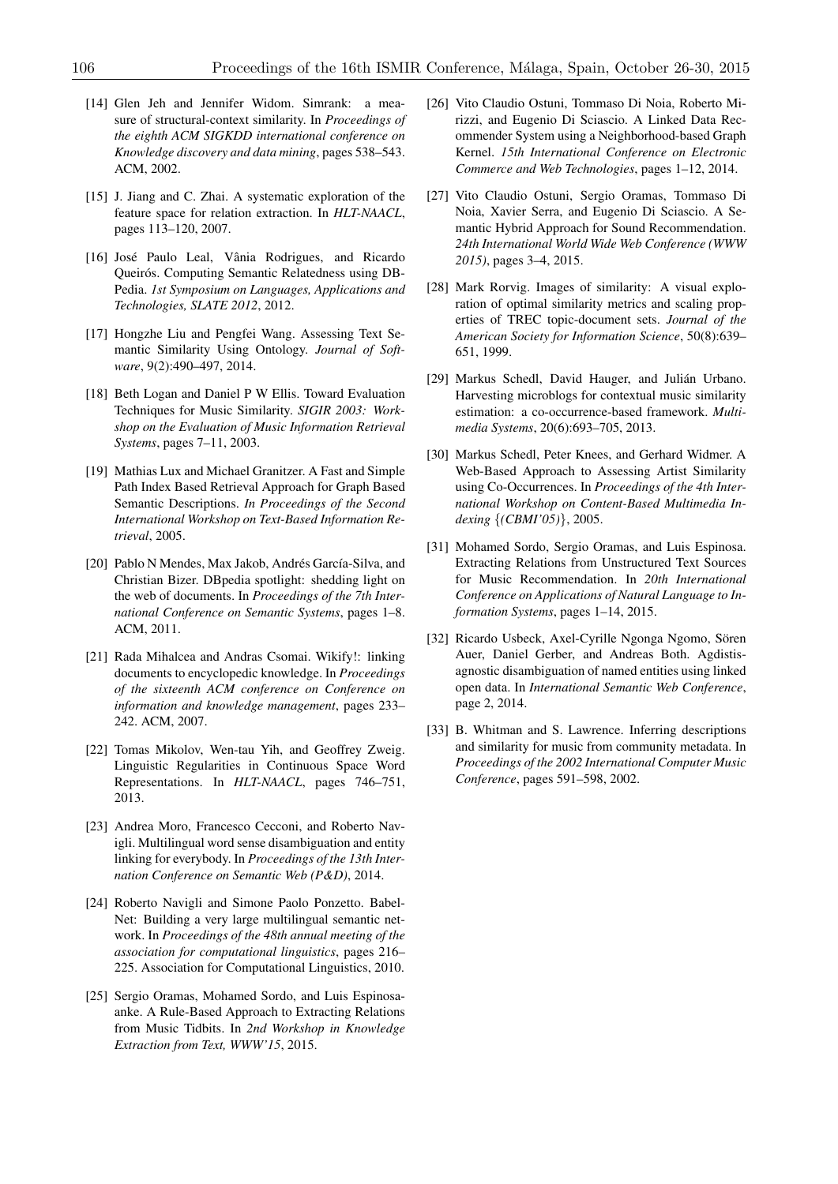[14] Glen Jeh and Jennifer Widom. Simrank: a measure of structural-context similarity. In *Proceedings of the eighth ACM SIGKDD international conference on Knowledge discovery and data mining*, pages 538–543. ACM, 2002.

[15] J. Jiang and C. Zhai. A systematic exploration of the feature space for relation extraction. In *HLT-NAACL*, pages 113–120, 2007.

[16] José Paulo Leal, Vânia Rodrigues, and Ricardo Queirós. Computing Semantic Relatedness using DBPedia. *1st Symposium on Languages, Applications and Technologies, SLATE 2012*, 2012.

[17] Hongzhe Liu and Pengfei Wang. Assessing Text Semantic Similarity Using Ontology. *Journal of Software*, 9(2):490–497, 2014.

[18] Beth Logan and Daniel P W Ellis. Toward Evaluation Techniques for Music Similarity. *SIGIR 2003: Workshop on the Evaluation of Music Information Retrieval Systems*, pages 7–11, 2003.

[19] Mathias Lux and Michael Granitzer. A Fast and Simple Path Index Based Retrieval Approach for Graph Based Semantic Descriptions. *In Proceedings of the Second International Workshop on Text-Based Information Retrieval*, 2005.

[20] Pablo N Mendes, Max Jakob, Andrés García-Silva, and Christian Bizer. DBpedia spotlight: shedding light on the web of documents. In *Proceedings of the 7th International Conference on Semantic Systems*, pages 1–8. ACM, 2011.

[21] Rada Mihalcea and Andras Csomai. Wikify!: linking documents to encyclopedic knowledge. In *Proceedings of the sixteenth ACM conference on Conference on information and knowledge management*, pages 233–242. ACM, 2007.

[22] Tomas Mikolov, Wen-tau Yih, and Geoffrey Zweig. Linguistic Regularities in Continuous Space Word Representations. In *HLT-NAACL*, pages 746–751, 2013.

[23] Andrea Moro, Francesco Cecconi, and Roberto Navigli. Multilingual word sense disambiguation and entity linking for everybody. In *Proceedings of the 13th Internation Conference on Semantic Web (P&D)*, 2014.

[24] Roberto Navigli and Simone Paolo Ponzetto. BabelNet: Building a very large multilingual semantic network. In *Proceedings of the 48th annual meeting of the association for computational linguistics*, pages 216–225. Association for Computational Linguistics, 2010.

[25] Sergio Oramas, Mohamed Sordo, and Luis Espinosa-anke. A Rule-Based Approach to Extracting Relations from Music Tidbits. In *2nd Workshop in Knowledge Extraction from Text, WWW'15*, 2015.

[26] Vito Claudio Ostuni, Tommaso Di Noia, Roberto Mirizzi, and Eugenio Di Sciascio. A Linked Data Recommender System using a Neighborhood-based Graph Kernel. *15th International Conference on Electronic Commerce and Web Technologies*, pages 1–12, 2014.

[27] Vito Claudio Ostuni, Sergio Oramas, Tommaso Di Noia, Xavier Serra, and Eugenio Di Sciascio. A Semantic Hybrid Approach for Sound Recommendation. *24th International World Wide Web Conference (WWW 2015)*, pages 3–4, 2015.

[28] Mark Rorvig. Images of similarity: A visual exploration of optimal similarity metrics and scaling properties of TREC topic-document sets. *Journal of the American Society for Information Science*, 50(8):639–651, 1999.

[29] Markus Schedl, David Hauger, and Julián Urbano. Harvesting microblogs for contextual music similarity estimation: a co-occurrence-based framework. *Multimedia Systems*, 20(6):693–705, 2013.

[30] Markus Schedl, Peter Knees, and Gerhard Widmer. A Web-Based Approach to Assessing Artist Similarity using Co-Occurrences. In *Proceedings of the 4th International Workshop on Content-Based Multimedia Indexing {(CBMI'05)}*, 2005.

[31] Mohamed Sordo, Sergio Oramas, and Luis Espinosa. Extracting Relations from Unstructured Text Sources for Music Recommendation. In *20th International Conference on Applications of Natural Language to Information Systems*, pages 1–14, 2015.

[32] Ricardo Usbeck, Axel-Cyrille Ngonga Ngomo, Sören Auer, Daniel Gerber, and Andreas Both. Agdistis-agnostic disambiguation of named entities using linked open data. In *International Semantic Web Conference*, page 2, 2014.

[33] B. Whitman and S. Lawrence. Inferring descriptions and similarity for music from community metadata. In *Proceedings of the 2002 International Computer Music Conference*, pages 591–598, 2002.